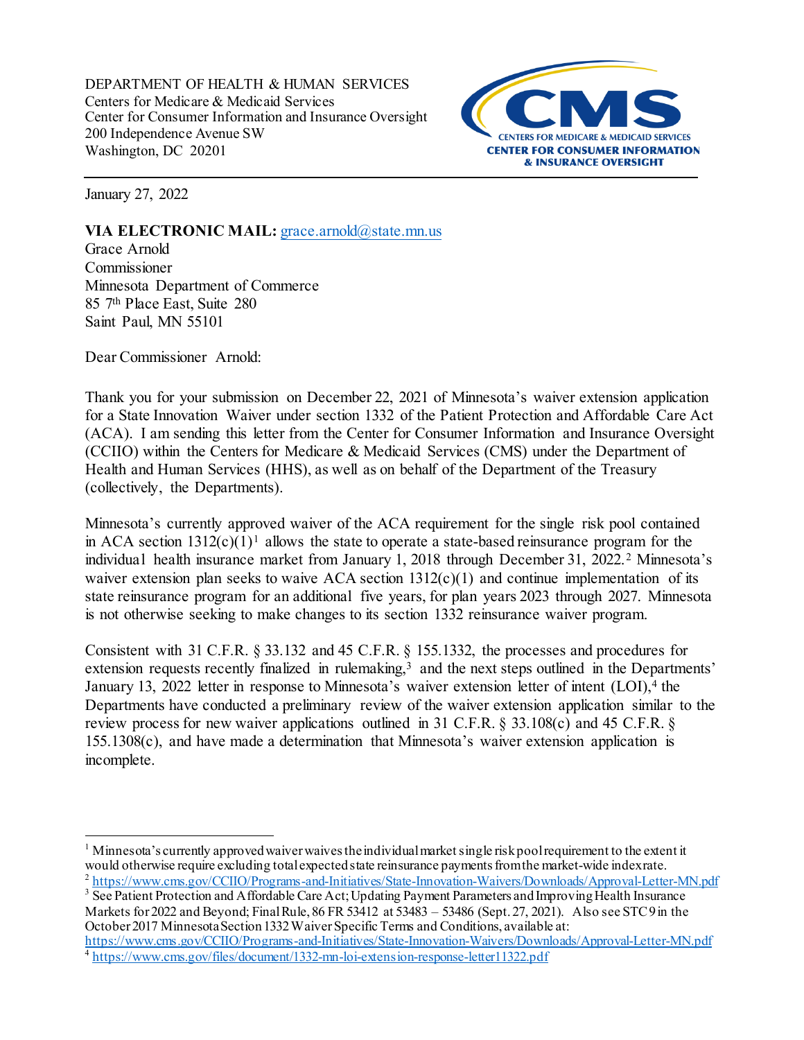DEPARTMENT OF HEALTH & HUMAN SERVICES
Centers for Medicare & Medicaid Services
Center for Consumer Information and Insurance Oversight
200 Independence Avenue SW
Washington, DC 20201

January 27, 2022

**VIA ELECTRONIC MAIL:** grace.arnold@state.mn.us
Grace Arnold
Commissioner
Minnesota Department of Commerce
85 7th Place East, Suite 280
Saint Paul, MN 55101

Dear Commissioner Arnold:

Thank you for your submission on December 22, 2021 of Minnesota's waiver extension application for a State Innovation Waiver under section 1332 of the Patient Protection and Affordable Care Act (ACA). I am sending this letter from the Center for Consumer Information and Insurance Oversight (CCIIO) within the Centers for Medicare & Medicaid Services (CMS) under the Department of Health and Human Services (HHS), as well as on behalf of the Department of the Treasury (collectively, the Departments).

Minnesota's currently approved waiver of the ACA requirement for the single risk pool contained in ACA section 1312(c)(1)[1] allows the state to operate a state-based reinsurance program for the individual health insurance market from January 1, 2018 through December 31, 2022.[2] Minnesota's waiver extension plan seeks to waive ACA section 1312(c)(1) and continue implementation of its state reinsurance program for an additional five years, for plan years 2023 through 2027. Minnesota is not otherwise seeking to make changes to its section 1332 reinsurance waiver program.

Consistent with 31 C.F.R. § 33.132 and 45 C.F.R. § 155.1332, the processes and procedures for extension requests recently finalized in rulemaking,[3] and the next steps outlined in the Departments' January 13, 2022 letter in response to Minnesota's waiver extension letter of intent (LOI),[4] the Departments have conducted a preliminary review of the waiver extension application similar to the review process for new waiver applications outlined in 31 C.F.R. § 33.108(c) and 45 C.F.R. § 155.1308(c), and have made a determination that Minnesota's waiver extension application is incomplete.

---

[1] Minnesota's currently approved waiver waives the individual market single risk pool requirement to the extent it would otherwise require excluding total expected state reinsurance payments from the market-wide index rate.

[2] https://www.cms.gov/CCIIO/Programs-and-Initiatives/State-Innovation-Waivers/Downloads/Approval-Letter-MN.pdf

[3] See Patient Protection and Affordable Care Act; Updating Payment Parameters and Improving Health Insurance Markets for 2022 and Beyond; Final Rule, 86 FR 53412 at 53483 – 53486 (Sept. 27, 2021). Also see STC 9 in the October 2017 Minnesota Section 1332 Waiver Specific Terms and Conditions, available at: https://www.cms.gov/CCIIO/Programs-and-Initiatives/State-Innovation-Waivers/Downloads/Approval-Letter-MN.pdf

[4] https://www.cms.gov/files/document/1332-mn-loi-extension-response-letter11322.pdf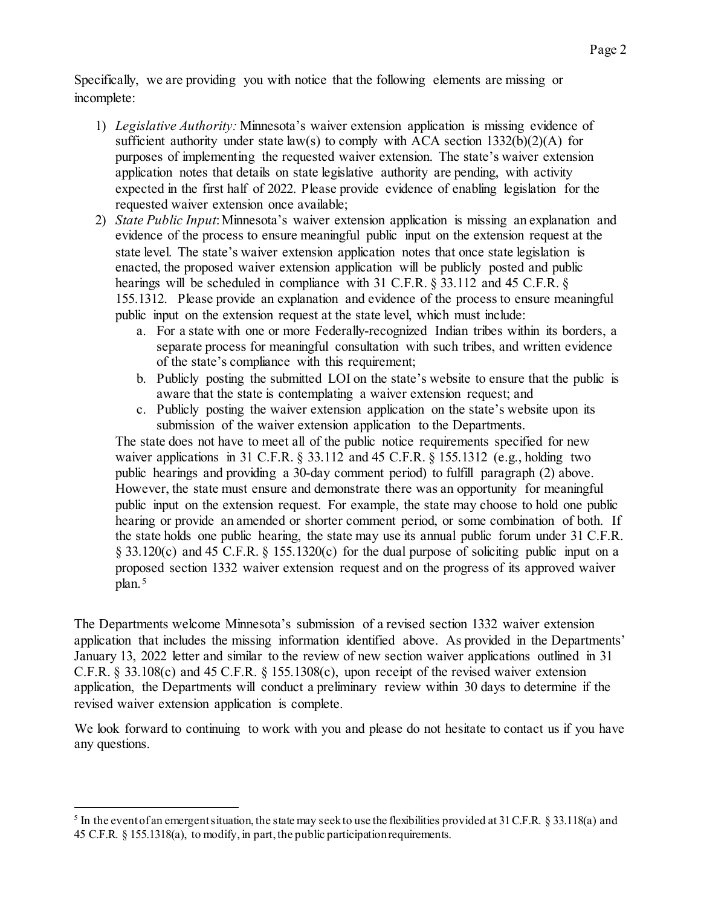Specifically, we are providing you with notice that the following elements are missing or incomplete:

1) *Legislative Authority:* Minnesota's waiver extension application is missing evidence of sufficient authority under state law(s) to comply with ACA section 1332(b)(2)(A) for purposes of implementing the requested waiver extension. The state's waiver extension application notes that details on state legislative authority are pending, with activity expected in the first half of 2022. Please provide evidence of enabling legislation for the requested waiver extension once available;
2) *State Public Input*: Minnesota's waiver extension application is missing an explanation and evidence of the process to ensure meaningful public input on the extension request at the state level. The state's waiver extension application notes that once state legislation is enacted, the proposed waiver extension application will be publicly posted and public hearings will be scheduled in compliance with 31 C.F.R. § 33.112 and 45 C.F.R. § 155.1312. Please provide an explanation and evidence of the process to ensure meaningful public input on the extension request at the state level, which must include:
   a. For a state with one or more Federally-recognized Indian tribes within its borders, a separate process for meaningful consultation with such tribes, and written evidence of the state's compliance with this requirement;
   b. Publicly posting the submitted LOI on the state's website to ensure that the public is aware that the state is contemplating a waiver extension request; and
   c. Publicly posting the waiver extension application on the state's website upon its submission of the waiver extension application to the Departments.

   The state does not have to meet all of the public notice requirements specified for new waiver applications in 31 C.F.R. § 33.112 and 45 C.F.R. § 155.1312 (e.g., holding two public hearings and providing a 30-day comment period) to fulfill paragraph (2) above. However, the state must ensure and demonstrate there was an opportunity for meaningful public input on the extension request. For example, the state may choose to hold one public hearing or provide an amended or shorter comment period, or some combination of both. If the state holds one public hearing, the state may use its annual public forum under 31 C.F.R. § 33.120(c) and 45 C.F.R. § 155.1320(c) for the dual purpose of soliciting public input on a proposed section 1332 waiver extension request and on the progress of its approved waiver plan.[5]

The Departments welcome Minnesota's submission of a revised section 1332 waiver extension application that includes the missing information identified above. As provided in the Departments' January 13, 2022 letter and similar to the review of new section waiver applications outlined in 31 C.F.R. § 33.108(c) and 45 C.F.R. § 155.1308(c), upon receipt of the revised waiver extension application, the Departments will conduct a preliminary review within 30 days to determine if the revised waiver extension application is complete.

We look forward to continuing to work with you and please do not hesitate to contact us if you have any questions.

---

[5] In the event of an emergent situation, the state may seek to use the flexibilities provided at 31 C.F.R. § 33.118(a) and 45 C.F.R. § 155.1318(a), to modify, in part, the public participation requirements.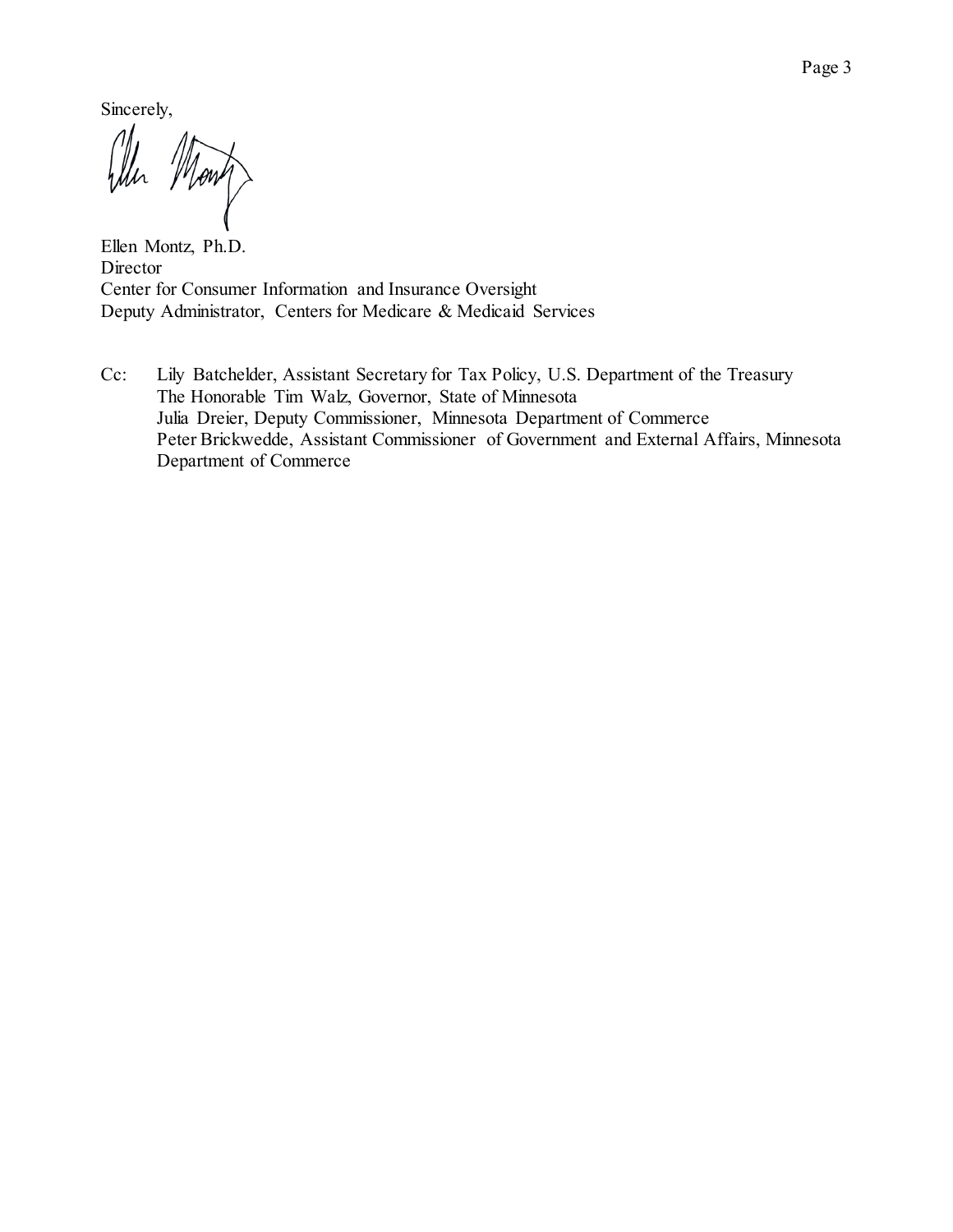Sincerely,

Ellen Montz, Ph.D.
Director
Center for Consumer Information and Insurance Oversight
Deputy Administrator, Centers for Medicare & Medicaid Services

Cc: Lily Batchelder, Assistant Secretary for Tax Policy, U.S. Department of the Treasury
The Honorable Tim Walz, Governor, State of Minnesota
Julia Dreier, Deputy Commissioner, Minnesota Department of Commerce
Peter Brickwedde, Assistant Commissioner of Government and External Affairs, Minnesota Department of Commerce